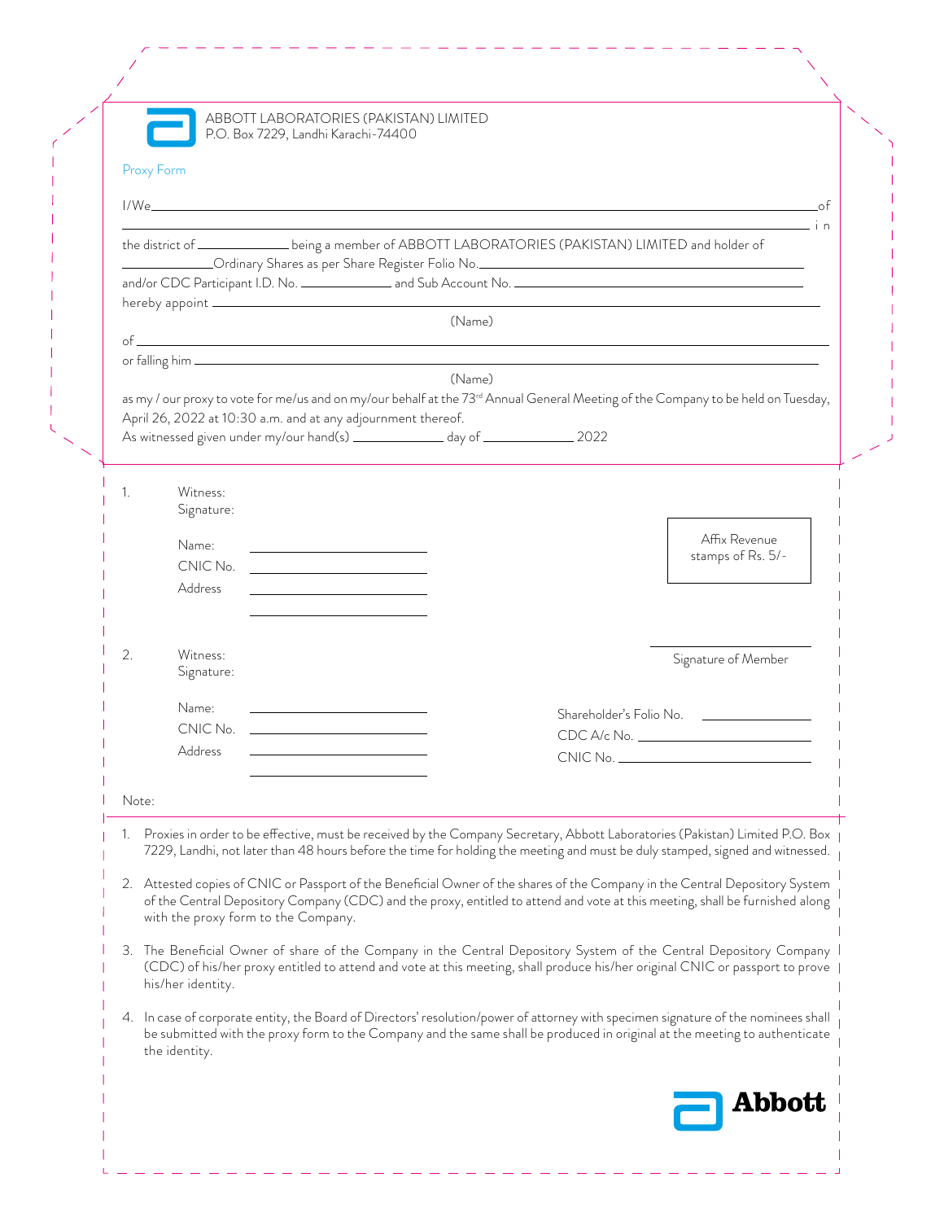ABBOTT LABORATORIES (PAKISTAN) LIMITED
P.O. Box 7229, Landhi Karachi-74400

## Proxy Form

I/We_______________________________________________________________of
_______________________________________________________________ in
the district of ____________ being a member of ABBOTT LABORATORIES (PAKISTAN) LIMITED and holder of
____________Ordinary Shares as per Share Register Folio No.______________________________
and/or CDC Participant I.D. No. ____________ and Sub Account No. ______________________
hereby appoint ______________________________________________________________

(Name)

of ____________________________________________________________________
or falling him _____________________________________________________________

(Name)

as my / our proxy to vote for me/us and on my/our behalf at the 73rd Annual General Meeting of the Company to be held on Tuesday, April 26, 2022 at 10:30 a.m. and at any adjournment thereof.
As witnessed given under my/our hand(s) ____________ day of ____________ 2022

1. Witness:
   Signature:

   Name: ______________
   CNIC No. ______________
   Address ______________
   ______________

Affix Revenue stamps of Rs. 5/-

2. Witness:
   Signature:

   Name: ______________
   CNIC No. ______________
   Address ______________
   ______________

______________
Signature of Member

Shareholder's Folio No. ______________
CDC A/c No. ______________
CNIC No. ______________

Note:

1. Proxies in order to be effective, must be received by the Company Secretary, Abbott Laboratories (Pakistan) Limited P.O. Box 7229, Landhi, not later than 48 hours before the time for holding the meeting and must be duly stamped, signed and witnessed.
2. Attested copies of CNIC or Passport of the Beneficial Owner of the shares of the Company in the Central Depository System of the Central Depository Company (CDC) and the proxy, entitled to attend and vote at this meeting, shall be furnished along with the proxy form to the Company.
3. The Beneficial Owner of share of the Company in the Central Depository System of the Central Depository Company (CDC) of his/her proxy entitled to attend and vote at this meeting, shall produce his/her original CNIC or passport to prove his/her identity.
4. In case of corporate entity, the Board of Directors' resolution/power of attorney with specimen signature of the nominees shall be submitted with the proxy form to the Company and the same shall be produced in original at the meeting to authenticate the identity.

Abbott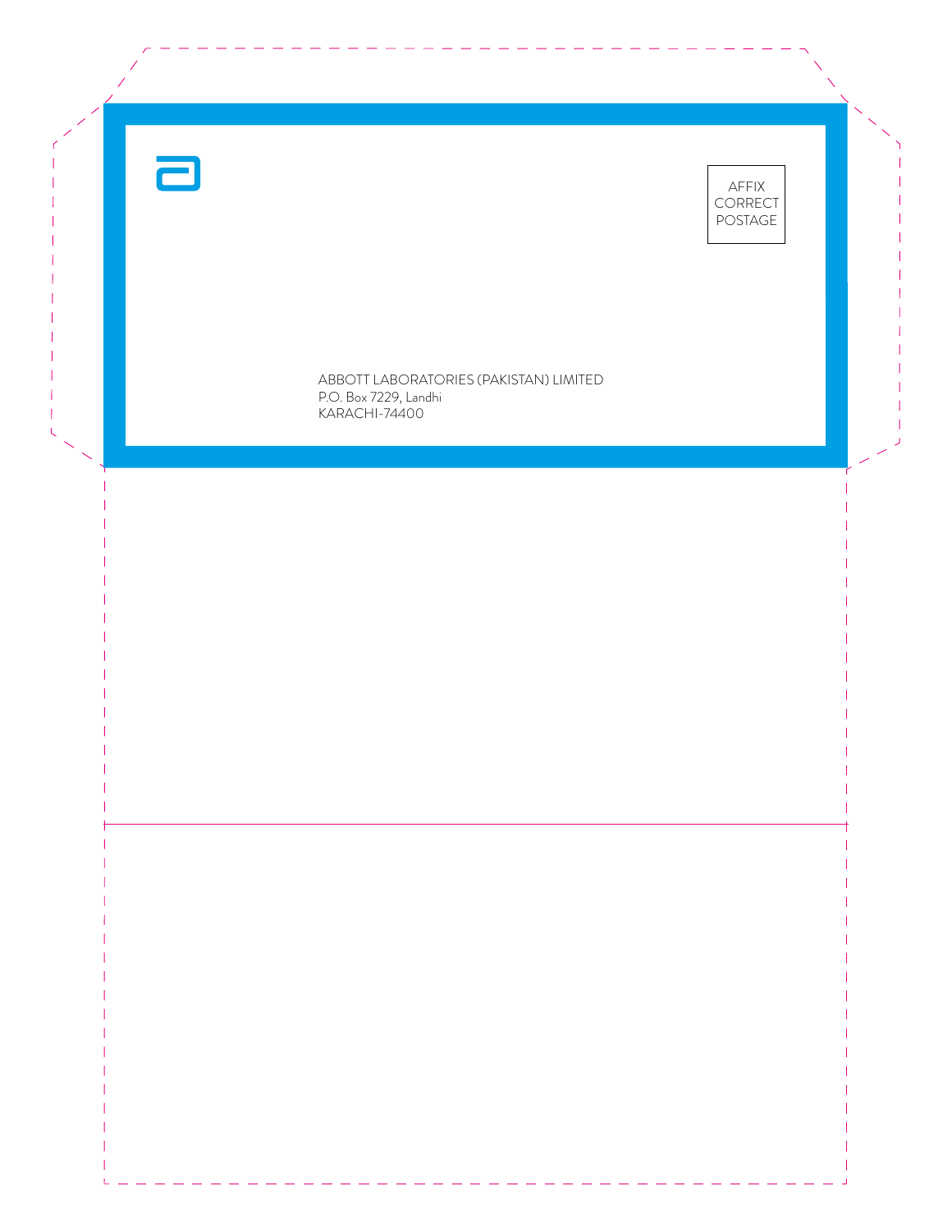AFFIX
CORRECT
POSTAGE

ABBOTT LABORATORIES (PAKISTAN) LIMITED
P.O. Box 7229, Landhi
KARACHI-74400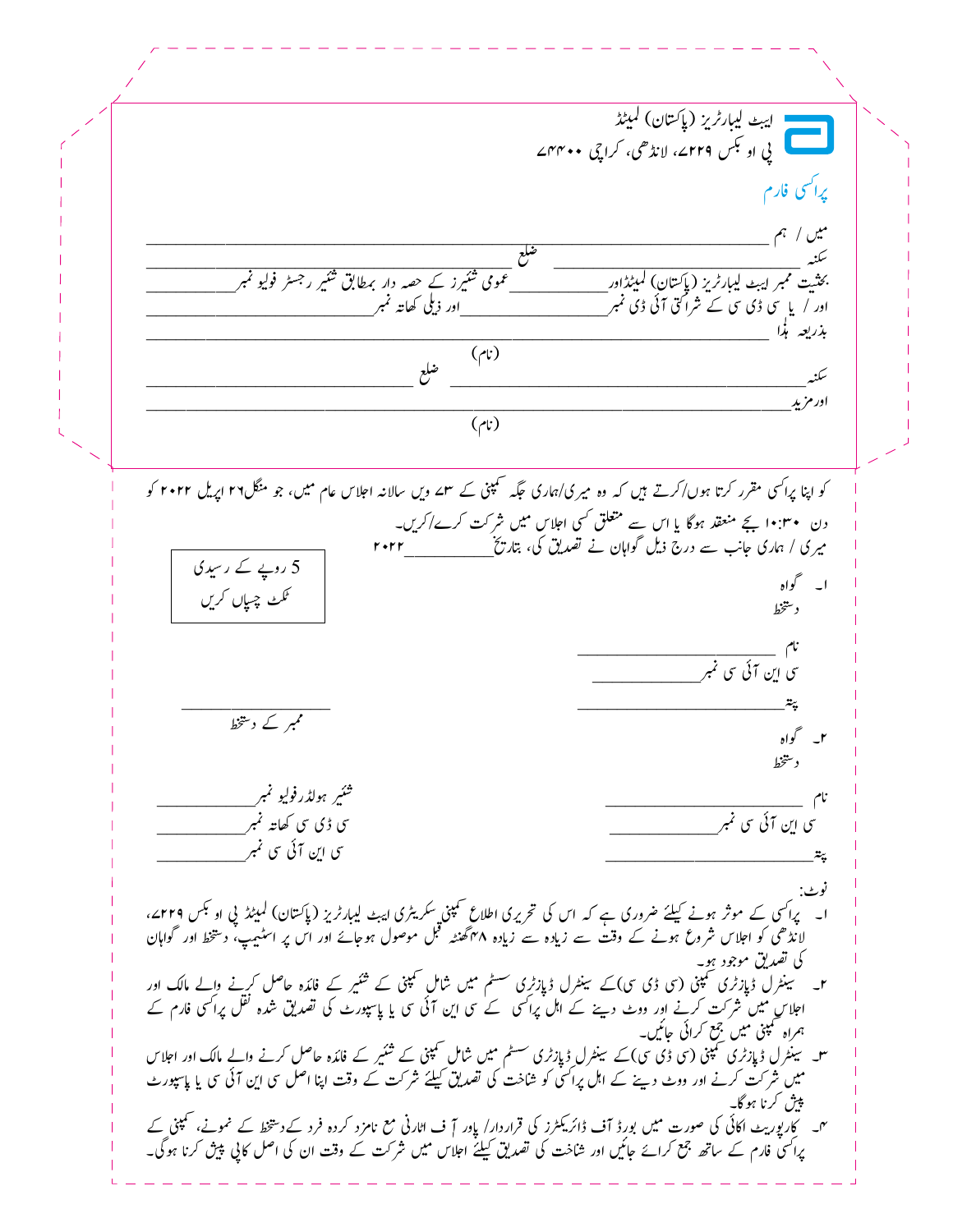ایبٹ لیبارٹریز (پاکستان) لمیٹڈ
پی او بکس ۲۲۹، لانڈھی، کراچی ۷۴۴۰۰

## پراکسی فارم

میں / ہم ____________________________________________
سکنہ ______________________ ضلع ______________________
بحیثیت ممبر ایبٹ لیبارٹریز (پاکستان) لمیٹڈاور__________ عمومی شئیرز کے حصہ دار بمطابق شئیر رجسٹر فولیو نمبر__________
اور / یا سی ڈی سی کے شراکتی آئی ڈی نمبر__________ اور ذیلی کھاتہ نمبر______________________
بذریعہ ہذا ____________________________________________
(نام)
سکنہ______________________ ضلع ______________________
اورمزید____________________________________________
(نام)

کو اپنا پراکسی مقرر کرتا ہوں/کرتے ہیں کہ وہ میری/ہماری جگہ کمپنی کے ۴۳ ویں سالانہ اجلاس عام میں، جو منگل۲۶ اپریل ۲۰۲۲ کو دن ۱۰:۳۰ بجے منعقد ہوگا یا اس سے متعلق کسی اجلاس میں شرکت کرے/کریں۔

میری / ہماری جانب سے درج ذیل گواہان نے تصدیق کی، بتاریخ__________ ۲۰۲۲

5 روپے کے رسیدی ٹکٹ چسپاں کریں

۱۔ گواہ
دستخط

نام ______________________
سی این آئی سی نمبر______________________
پتہ______________________

۲۔ گواہ
دستخط

نام ______________________
سی این آئی سی نمبر______________________
پتہ______________________

______________________
ممبر کے دستخط

شئیر ہولڈرفولیو نمبر______________
سی ڈی سی کھاتہ نمبر______________
سی این آئی سی نمبر______________

نوٹ:

۱۔ پراکسی کے موثر ہونے کیلئے ضروری ہے کہ اس کی تحریری اطلاع کمپنی سیکریٹری ایبٹ لیبارٹریز (پاکستان) لمیٹڈ پی او بکس ۲۲۹، لانڈھی کو اجلاس شروع ہونے کے وقت سے زیادہ سے زیادہ ۴۸گھنٹہ قبل موصول ہوجائے اور اس پر اسٹیمپ، دستخط اور گواہان کی تصدیق موجود ہو۔

۲۔ سینٹرل ڈپازٹری کمپنی (سی ڈی سی)کے سینٹرل ڈپازٹری سسٹم میں شامل کمپنی کے شئیر کے فائدہ حاصل کرنے والے مالک اور اجلاس میں شرکت کرنے اور ووٹ دینے کے اہل پراکسی کے سی این آئی سی یا پاسپورٹ کی تصدیق شدہ نقل پراکسی فارم کے ہمراہ کمپنی میں جمع کرائی جائیں۔

۳۔ سینٹرل ڈپازٹری کمپنی (سی ڈی سی)کے سینٹرل ڈپازٹری سسٹم میں شامل کمپنی کے شئیر کے فائدہ حاصل کرنے والے مالک اور اجلاس میں شرکت کرنے اور ووٹ دینے کے اہل پراکسی کو شناخت کی تصدیق کیلئے شرکت کے وقت اپنا اصل سی این آئی سی یا پاسپورٹ پیش کرنا ہوگا۔

۴۔ کارپوریٹ اکائی کی صورت میں بورڈ آف ڈائریکٹرز کی قرارداد/ پاور آ ف اٹارنی مع نامزد کردہ فرد کےدستخط کے نمونے، کمپنی کے پراکسی فارم کے ساتھ جمع کرائے جائیں اور شناخت کی تصدیق کیلئے اجلاس میں شرکت کے وقت ان کی اصل کاپی پیش کرنا ہوگی۔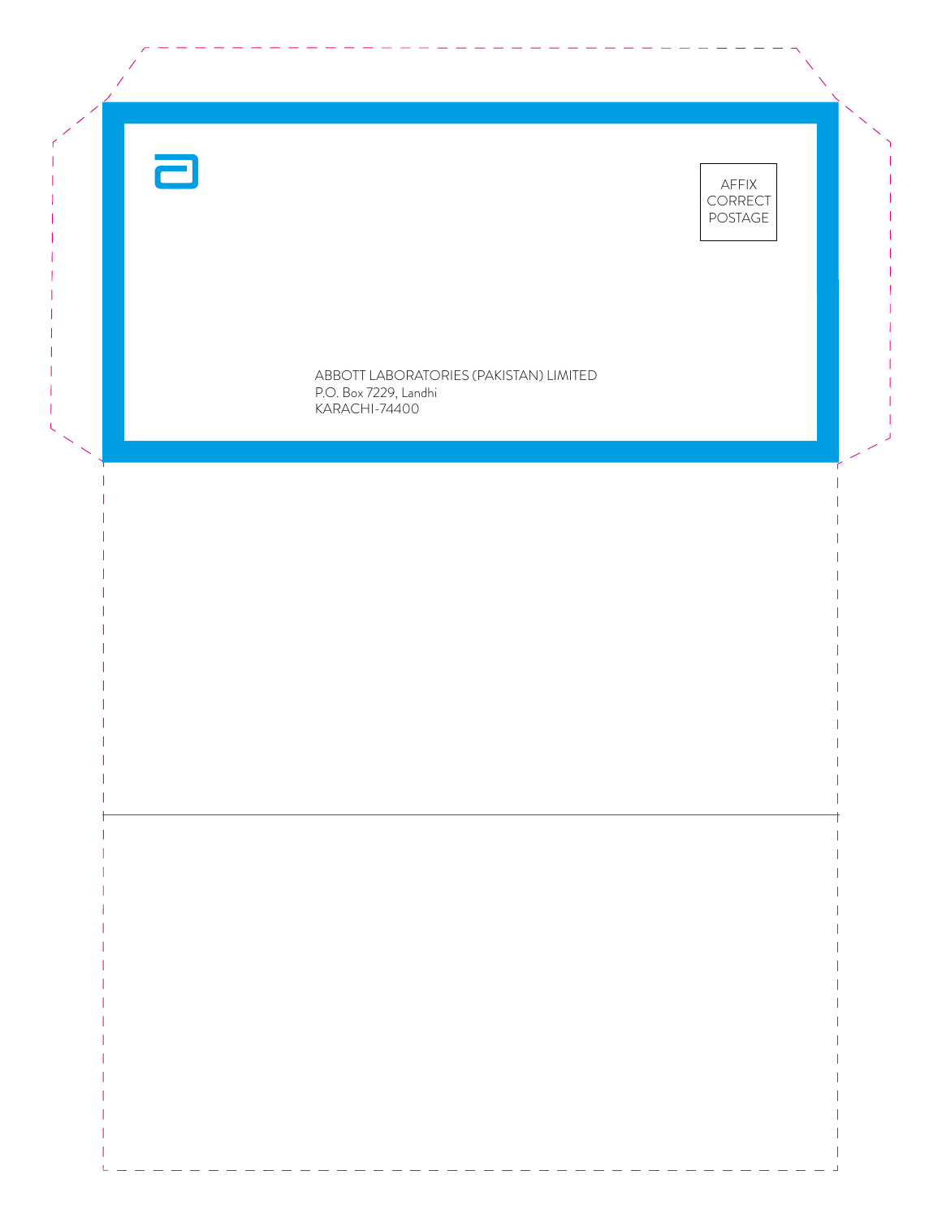AFFIX
CORRECT
POSTAGE

ABBOTT LABORATORIES (PAKISTAN) LIMITED
P.O. Box 7229, Landhi
KARACHI-74400